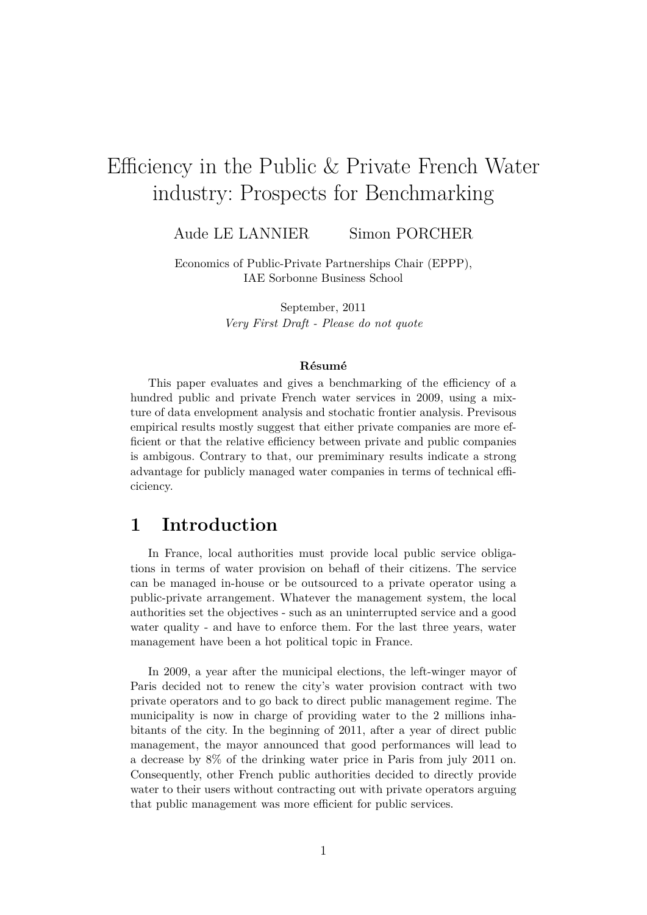# Efficiency in the Public & Private French Water industry: Prospects for Benchmarking

Aude LE LANNIER     Simon PORCHER

Economics of Public-Private Partnerships Chair (EPPP),
IAE Sorbonne Business School

September, 2011
*Very First Draft - Please do not quote*

**Résumé**

This paper evaluates and gives a benchmarking of the efficiency of a hundred public and private French water services in 2009, using a mixture of data envelopment analysis and stochatic frontier analysis. Previsous empirical results mostly suggest that either private companies are more efficient or that the relative efficiency between private and public companies is ambigous. Contrary to that, our premiminary results indicate a strong advantage for publicly managed water companies in terms of technical efficiciency.

## 1 Introduction

In France, local authorities must provide local public service obligations in terms of water provision on behafl of their citizens. The service can be managed in-house or be outsourced to a private operator using a public-private arrangement. Whatever the management system, the local authorities set the objectives - such as an uninterrupted service and a good water quality - and have to enforce them. For the last three years, water management have been a hot political topic in France.

In 2009, a year after the municipal elections, the left-winger mayor of Paris decided not to renew the city's water provision contract with two private operators and to go back to direct public management regime. The municipality is now in charge of providing water to the 2 millions inhabitants of the city. In the beginning of 2011, after a year of direct public management, the mayor announced that good performances will lead to a decrease by 8% of the drinking water price in Paris from july 2011 on. Consequently, other French public authorities decided to directly provide water to their users without contracting out with private operators arguing that public management was more efficient for public services.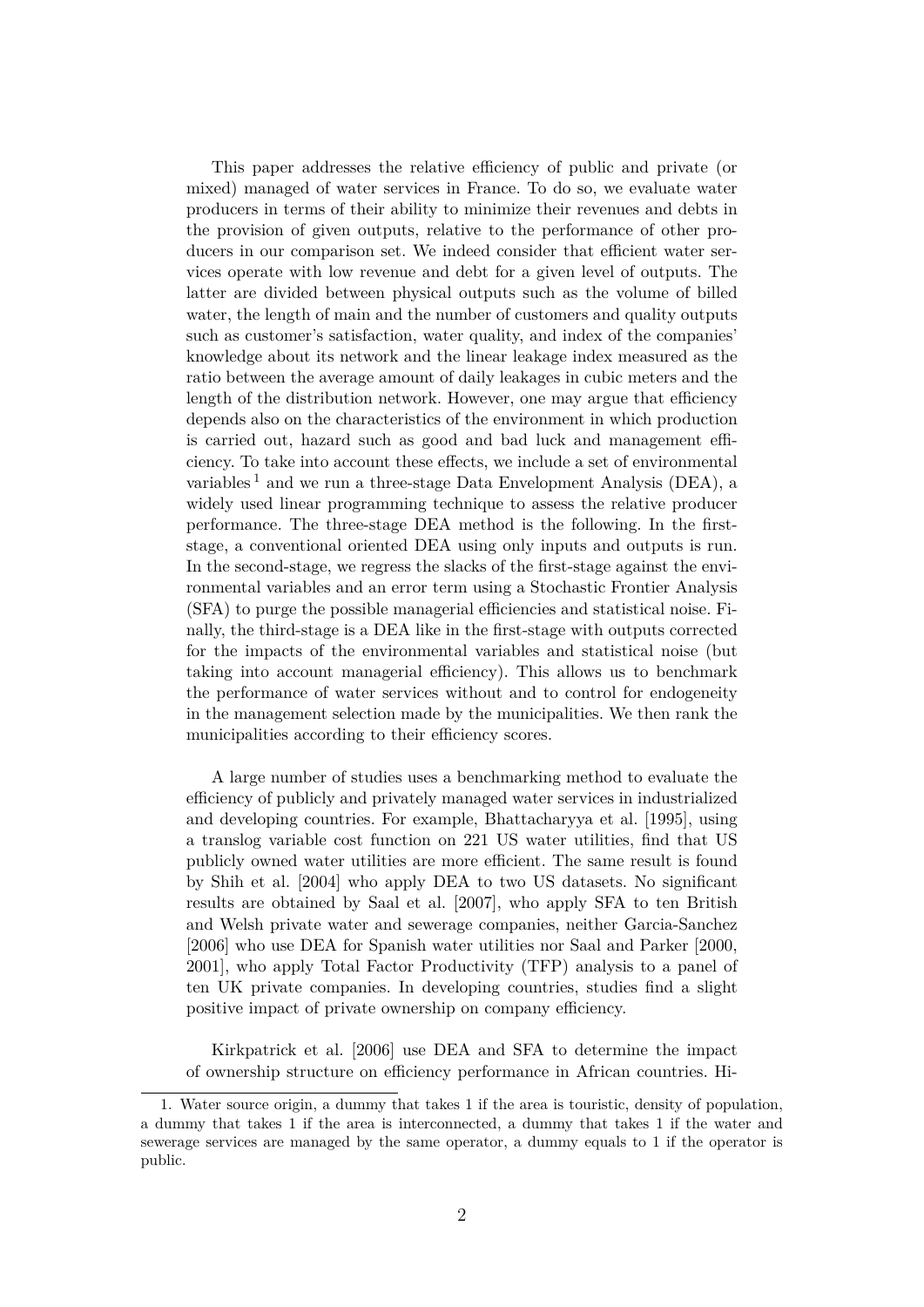This paper addresses the relative efficiency of public and private (or mixed) managed of water services in France. To do so, we evaluate water producers in terms of their ability to minimize their revenues and debts in the provision of given outputs, relative to the performance of other producers in our comparison set. We indeed consider that efficient water services operate with low revenue and debt for a given level of outputs. The latter are divided between physical outputs such as the volume of billed water, the length of main and the number of customers and quality outputs such as customer's satisfaction, water quality, and index of the companies' knowledge about its network and the linear leakage index measured as the ratio between the average amount of daily leakages in cubic meters and the length of the distribution network. However, one may argue that efficiency depends also on the characteristics of the environment in which production is carried out, hazard such as good and bad luck and management efficiency. To take into account these effects, we include a set of environmental variables [1] and we run a three-stage Data Envelopment Analysis (DEA), a widely used linear programming technique to assess the relative producer performance. The three-stage DEA method is the following. In the first-stage, a conventional oriented DEA using only inputs and outputs is run. In the second-stage, we regress the slacks of the first-stage against the environmental variables and an error term using a Stochastic Frontier Analysis (SFA) to purge the possible managerial efficiencies and statistical noise. Finally, the third-stage is a DEA like in the first-stage with outputs corrected for the impacts of the environmental variables and statistical noise (but taking into account managerial efficiency). This allows us to benchmark the performance of water services without and to control for endogeneity in the management selection made by the municipalities. We then rank the municipalities according to their efficiency scores.

A large number of studies uses a benchmarking method to evaluate the efficiency of publicly and privately managed water services in industrialized and developing countries. For example, Bhattacharyya et al. [1995], using a translog variable cost function on 221 US water utilities, find that US publicly owned water utilities are more efficient. The same result is found by Shih et al. [2004] who apply DEA to two US datasets. No significant results are obtained by Saal et al. [2007], who apply SFA to ten British and Welsh private water and sewerage companies, neither Garcia-Sanchez [2006] who use DEA for Spanish water utilities nor Saal and Parker [2000, 2001], who apply Total Factor Productivity (TFP) analysis to a panel of ten UK private companies. In developing countries, studies find a slight positive impact of private ownership on company efficiency.

Kirkpatrick et al. [2006] use DEA and SFA to determine the impact of ownership structure on efficiency performance in African countries. Hi-

[1] Water source origin, a dummy that takes 1 if the area is touristic, density of population, a dummy that takes 1 if the area is interconnected, a dummy that takes 1 if the water and sewerage services are managed by the same operator, a dummy equals to 1 if the operator is public.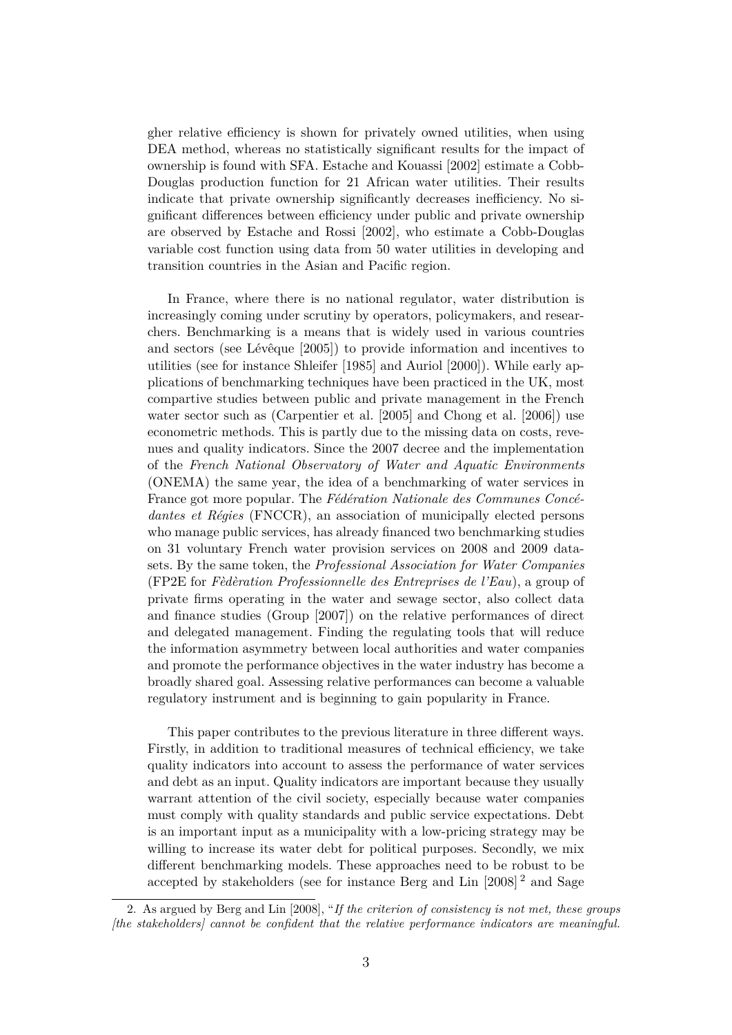gher relative efficiency is shown for privately owned utilities, when using DEA method, whereas no statistically significant results for the impact of ownership is found with SFA. Estache and Kouassi [2002] estimate a Cobb-Douglas production function for 21 African water utilities. Their results indicate that private ownership significantly decreases inefficiency. No significant differences between efficiency under public and private ownership are observed by Estache and Rossi [2002], who estimate a Cobb-Douglas variable cost function using data from 50 water utilities in developing and transition countries in the Asian and Pacific region.

In France, where there is no national regulator, water distribution is increasingly coming under scrutiny by operators, policymakers, and researchers. Benchmarking is a means that is widely used in various countries and sectors (see Lévêque [2005]) to provide information and incentives to utilities (see for instance Shleifer [1985] and Auriol [2000]). While early applications of benchmarking techniques have been practiced in the UK, most compartive studies between public and private management in the French water sector such as (Carpentier et al. [2005] and Chong et al. [2006]) use econometric methods. This is partly due to the missing data on costs, revenues and quality indicators. Since the 2007 decree and the implementation of the *French National Observatory of Water and Aquatic Environments* (ONEMA) the same year, the idea of a benchmarking of water services in France got more popular. The *Fédération Nationale des Communes Concédantes et Régies* (FNCCR), an association of municipally elected persons who manage public services, has already financed two benchmarking studies on 31 voluntary French water provision services on 2008 and 2009 datasets. By the same token, the *Professional Association for Water Companies* (FP2E for *Fèdèration Professionnelle des Entreprises de l'Eau*), a group of private firms operating in the water and sewage sector, also collect data and finance studies (Group [2007]) on the relative performances of direct and delegated management. Finding the regulating tools that will reduce the information asymmetry between local authorities and water companies and promote the performance objectives in the water industry has become a broadly shared goal. Assessing relative performances can become a valuable regulatory instrument and is beginning to gain popularity in France.

This paper contributes to the previous literature in three different ways. Firstly, in addition to traditional measures of technical efficiency, we take quality indicators into account to assess the performance of water services and debt as an input. Quality indicators are important because they usually warrant attention of the civil society, especially because water companies must comply with quality standards and public service expectations. Debt is an important input as a municipality with a low-pricing strategy may be willing to increase its water debt for political purposes. Secondly, we mix different benchmarking models. These approaches need to be robust to be accepted by stakeholders (see for instance Berg and Lin [2008] [2] and Sage

2. As argued by Berg and Lin [2008], "*If the criterion of consistency is not met, these groups [the stakeholders] cannot be confident that the relative performance indicators are meaningful.*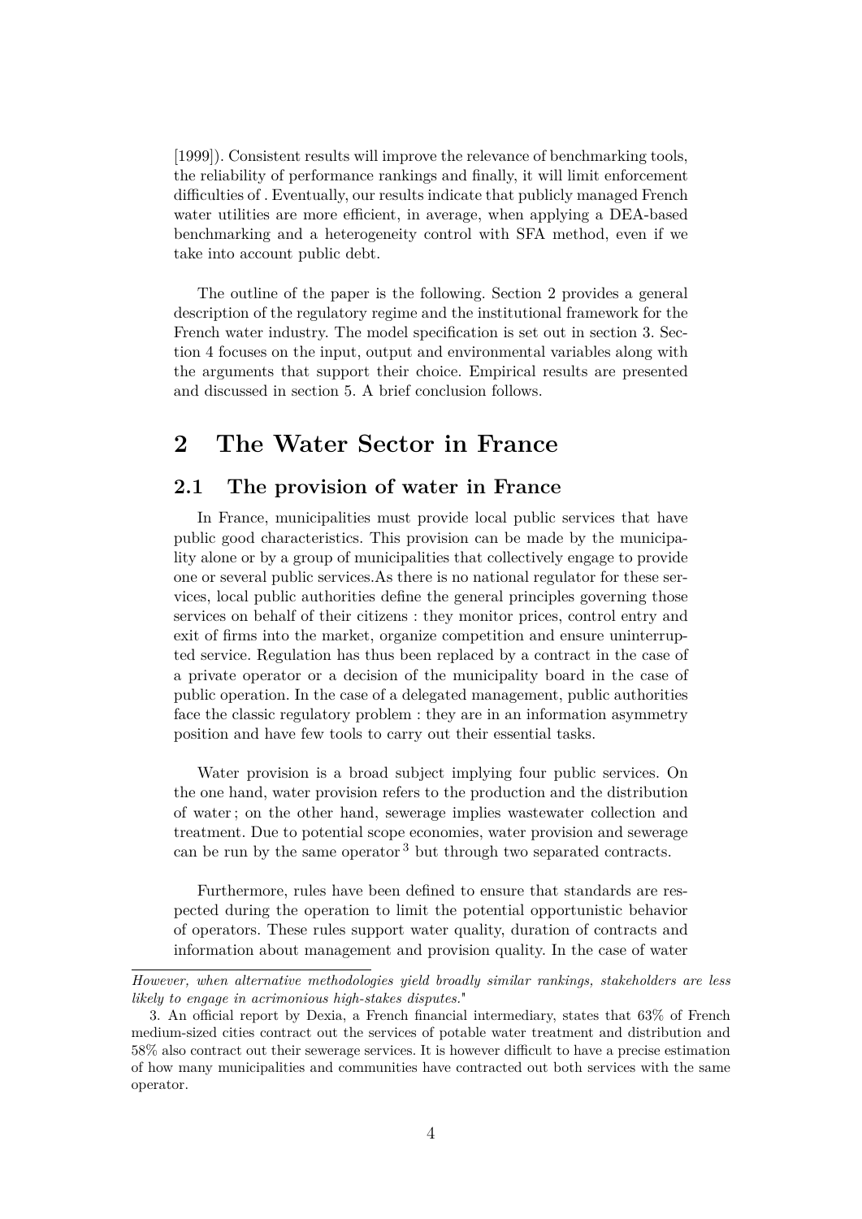[1999]). Consistent results will improve the relevance of benchmarking tools, the reliability of performance rankings and finally, it will limit enforcement difficulties of . Eventually, our results indicate that publicly managed French water utilities are more efficient, in average, when applying a DEA-based benchmarking and a heterogeneity control with SFA method, even if we take into account public debt.

The outline of the paper is the following. Section 2 provides a general description of the regulatory regime and the institutional framework for the French water industry. The model specification is set out in section 3. Section 4 focuses on the input, output and environmental variables along with the arguments that support their choice. Empirical results are presented and discussed in section 5. A brief conclusion follows.

# 2 The Water Sector in France

## 2.1 The provision of water in France

In France, municipalities must provide local public services that have public good characteristics. This provision can be made by the municipality alone or by a group of municipalities that collectively engage to provide one or several public services.As there is no national regulator for these services, local public authorities define the general principles governing those services on behalf of their citizens : they monitor prices, control entry and exit of firms into the market, organize competition and ensure uninterrupted service. Regulation has thus been replaced by a contract in the case of a private operator or a decision of the municipality board in the case of public operation. In the case of a delegated management, public authorities face the classic regulatory problem : they are in an information asymmetry position and have few tools to carry out their essential tasks.

Water provision is a broad subject implying four public services. On the one hand, water provision refers to the production and the distribution of water ; on the other hand, sewerage implies wastewater collection and treatment. Due to potential scope economies, water provision and sewerage can be run by the same operator [3] but through two separated contracts.

Furthermore, rules have been defined to ensure that standards are respected during the operation to limit the potential opportunistic behavior of operators. These rules support water quality, duration of contracts and information about management and provision quality. In the case of water

---

*However, when alternative methodologies yield broadly similar rankings, stakeholders are less likely to engage in acrimonious high-stakes disputes."*

3. An official report by Dexia, a French financial intermediary, states that 63% of French medium-sized cities contract out the services of potable water treatment and distribution and 58% also contract out their sewerage services. It is however difficult to have a precise estimation of how many municipalities and communities have contracted out both services with the same operator.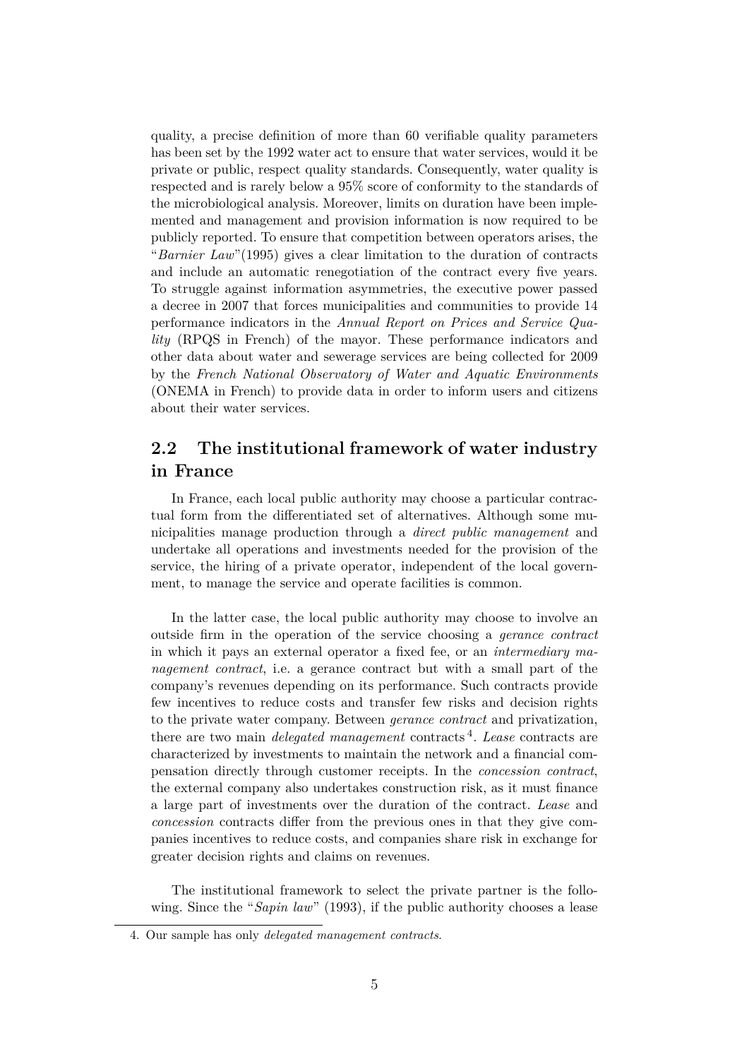quality, a precise definition of more than 60 verifiable quality parameters has been set by the 1992 water act to ensure that water services, would it be private or public, respect quality standards. Consequently, water quality is respected and is rarely below a 95% score of conformity to the standards of the microbiological analysis. Moreover, limits on duration have been implemented and management and provision information is now required to be publicly reported. To ensure that competition between operators arises, the "*Barnier Law*"(1995) gives a clear limitation to the duration of contracts and include an automatic renegotiation of the contract every five years. To struggle against information asymmetries, the executive power passed a decree in 2007 that forces municipalities and communities to provide 14 performance indicators in the *Annual Report on Prices and Service Quality* (RPQS in French) of the mayor. These performance indicators and other data about water and sewerage services are being collected for 2009 by the *French National Observatory of Water and Aquatic Environments* (ONEMA in French) to provide data in order to inform users and citizens about their water services.

## 2.2 The institutional framework of water industry in France

In France, each local public authority may choose a particular contractual form from the differentiated set of alternatives. Although some municipalities manage production through a *direct public management* and undertake all operations and investments needed for the provision of the service, the hiring of a private operator, independent of the local government, to manage the service and operate facilities is common.

In the latter case, the local public authority may choose to involve an outside firm in the operation of the service choosing a *gerance contract* in which it pays an external operator a fixed fee, or an *intermediary management contract*, i.e. a gerance contract but with a small part of the company's revenues depending on its performance. Such contracts provide few incentives to reduce costs and transfer few risks and decision rights to the private water company. Between *gerance contract* and privatization, there are two main *delegated management* contracts [4]. *Lease* contracts are characterized by investments to maintain the network and a financial compensation directly through customer receipts. In the *concession contract*, the external company also undertakes construction risk, as it must finance a large part of investments over the duration of the contract. *Lease* and *concession* contracts differ from the previous ones in that they give companies incentives to reduce costs, and companies share risk in exchange for greater decision rights and claims on revenues.

The institutional framework to select the private partner is the following. Since the "*Sapin law*" (1993), if the public authority chooses a lease

4. Our sample has only *delegated management contracts*.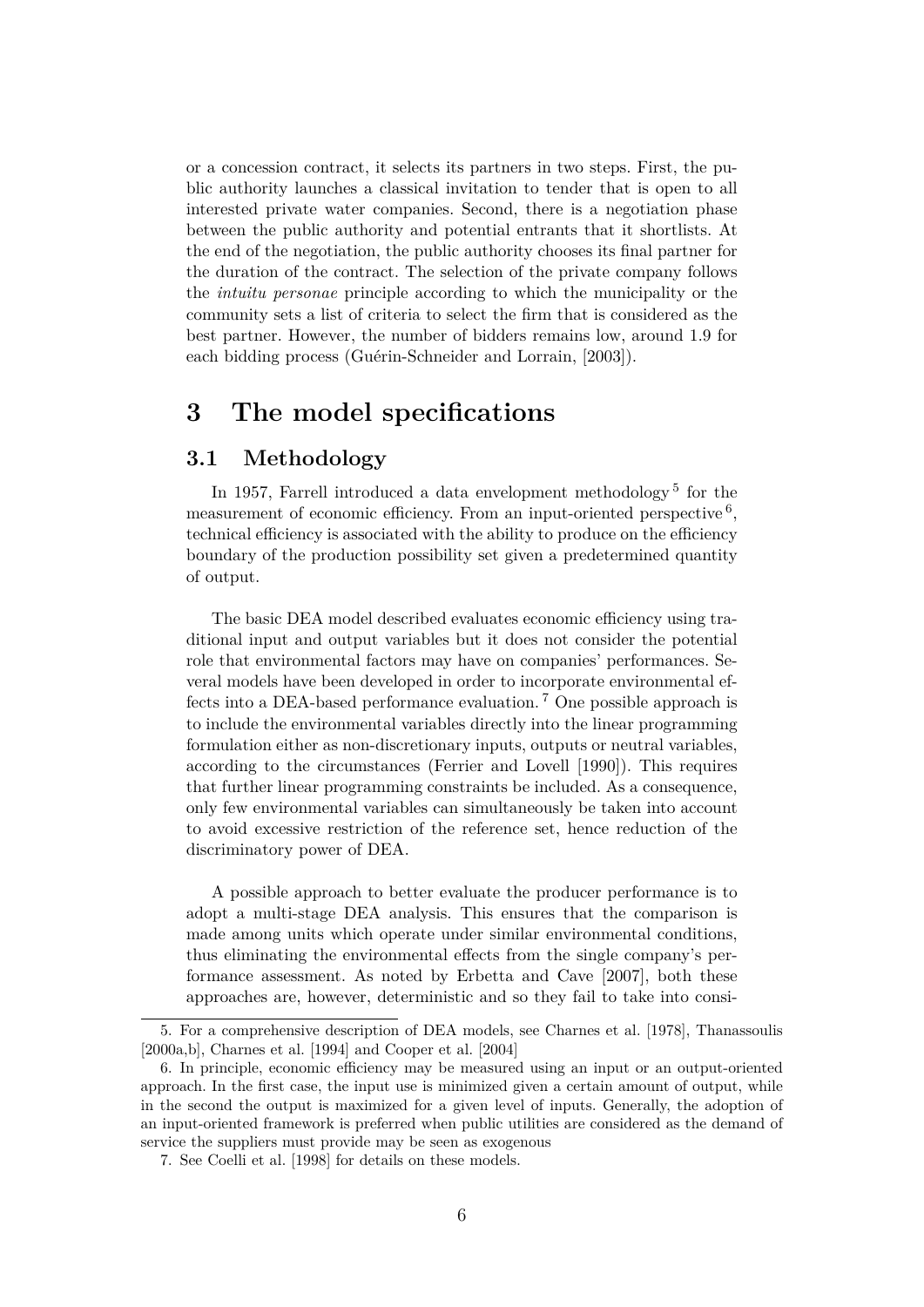or a concession contract, it selects its partners in two steps. First, the public authority launches a classical invitation to tender that is open to all interested private water companies. Second, there is a negotiation phase between the public authority and potential entrants that it shortlists. At the end of the negotiation, the public authority chooses its final partner for the duration of the contract. The selection of the private company follows the *intuitu personae* principle according to which the municipality or the community sets a list of criteria to select the firm that is considered as the best partner. However, the number of bidders remains low, around 1.9 for each bidding process (Guérin-Schneider and Lorrain, [2003]).

# 3 The model specifications

## 3.1 Methodology

In 1957, Farrell introduced a data envelopment methodology [5] for the measurement of economic efficiency. From an input-oriented perspective [6], technical efficiency is associated with the ability to produce on the efficiency boundary of the production possibility set given a predetermined quantity of output.

The basic DEA model described evaluates economic efficiency using traditional input and output variables but it does not consider the potential role that environmental factors may have on companies' performances. Several models have been developed in order to incorporate environmental effects into a DEA-based performance evaluation. [7] One possible approach is to include the environmental variables directly into the linear programming formulation either as non-discretionary inputs, outputs or neutral variables, according to the circumstances (Ferrier and Lovell [1990]). This requires that further linear programming constraints be included. As a consequence, only few environmental variables can simultaneously be taken into account to avoid excessive restriction of the reference set, hence reduction of the discriminatory power of DEA.

A possible approach to better evaluate the producer performance is to adopt a multi-stage DEA analysis. This ensures that the comparison is made among units which operate under similar environmental conditions, thus eliminating the environmental effects from the single company's performance assessment. As noted by Erbetta and Cave [2007], both these approaches are, however, deterministic and so they fail to take into consi-

5. For a comprehensive description of DEA models, see Charnes et al. [1978], Thanassoulis [2000a,b], Charnes et al. [1994] and Cooper et al. [2004]

6. In principle, economic efficiency may be measured using an input or an output-oriented approach. In the first case, the input use is minimized given a certain amount of output, while in the second the output is maximized for a given level of inputs. Generally, the adoption of an input-oriented framework is preferred when public utilities are considered as the demand of service the suppliers must provide may be seen as exogenous

7. See Coelli et al. [1998] for details on these models.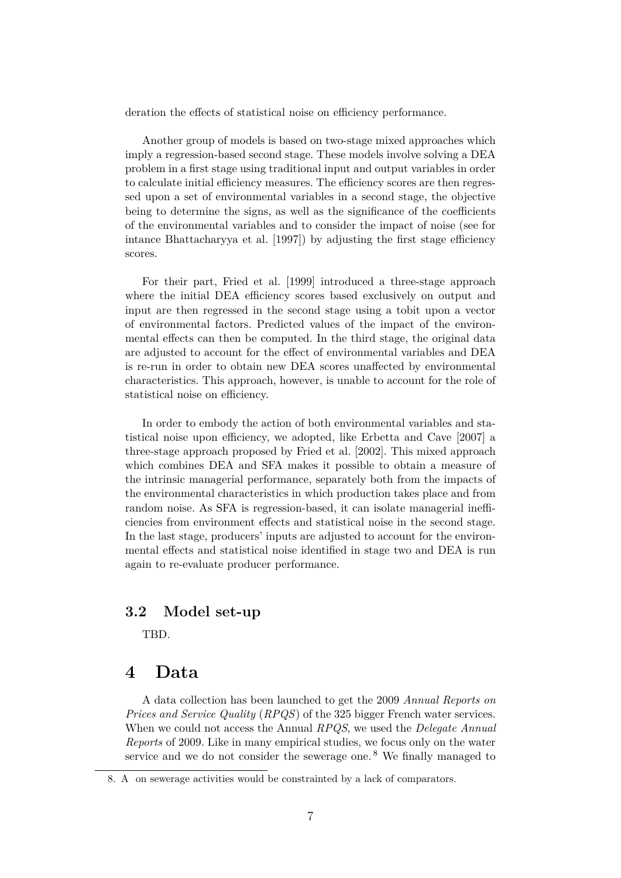deration the effects of statistical noise on efficiency performance.

Another group of models is based on two-stage mixed approaches which imply a regression-based second stage. These models involve solving a DEA problem in a first stage using traditional input and output variables in order to calculate initial efficiency measures. The efficiency scores are then regressed upon a set of environmental variables in a second stage, the objective being to determine the signs, as well as the significance of the coefficients of the environmental variables and to consider the impact of noise (see for intance Bhattacharyya et al. [1997]) by adjusting the first stage efficiency scores.

For their part, Fried et al. [1999] introduced a three-stage approach where the initial DEA efficiency scores based exclusively on output and input are then regressed in the second stage using a tobit upon a vector of environmental factors. Predicted values of the impact of the environmental effects can then be computed. In the third stage, the original data are adjusted to account for the effect of environmental variables and DEA is re-run in order to obtain new DEA scores unaffected by environmental characteristics. This approach, however, is unable to account for the role of statistical noise on efficiency.

In order to embody the action of both environmental variables and statistical noise upon efficiency, we adopted, like Erbetta and Cave [2007] a three-stage approach proposed by Fried et al. [2002]. This mixed approach which combines DEA and SFA makes it possible to obtain a measure of the intrinsic managerial performance, separately both from the impacts of the environmental characteristics in which production takes place and from random noise. As SFA is regression-based, it can isolate managerial inefficiencies from environment effects and statistical noise in the second stage. In the last stage, producers' inputs are adjusted to account for the environmental effects and statistical noise identified in stage two and DEA is run again to re-evaluate producer performance.

### 3.2 Model set-up

TBD.

## 4 Data

A data collection has been launched to get the 2009 *Annual Reports on Prices and Service Quality* (*RPQS*) of the 325 bigger French water services. When we could not access the Annual *RPQS*, we used the *Delegate Annual Reports* of 2009. Like in many empirical studies, we focus only on the water service and we do not consider the sewerage one.[8] We finally managed to

8. A on sewerage activities would be constrainted by a lack of comparators.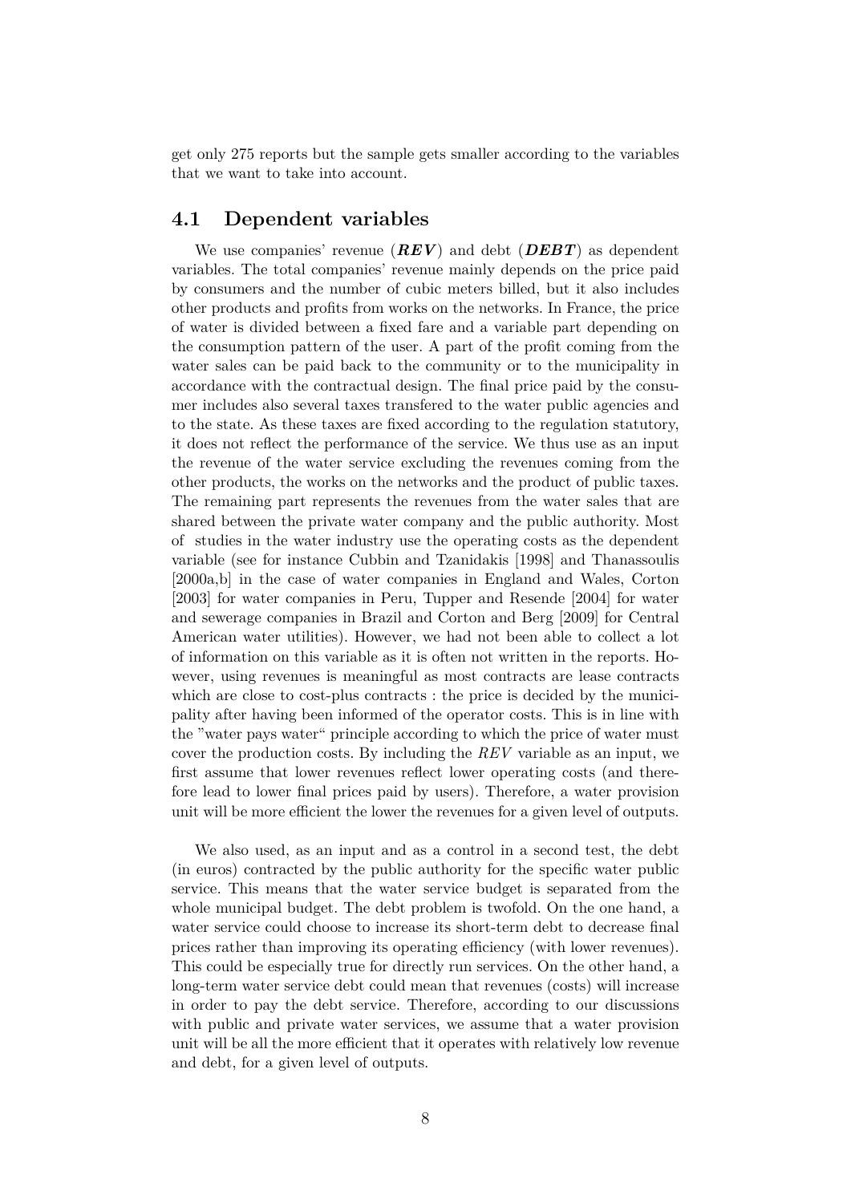get only 275 reports but the sample gets smaller according to the variables that we want to take into account.

## 4.1 Dependent variables

We use companies' revenue (***REV***) and debt (***DEBT***) as dependent variables. The total companies' revenue mainly depends on the price paid by consumers and the number of cubic meters billed, but it also includes other products and profits from works on the networks. In France, the price of water is divided between a fixed fare and a variable part depending on the consumption pattern of the user. A part of the profit coming from the water sales can be paid back to the community or to the municipality in accordance with the contractual design. The final price paid by the consumer includes also several taxes transfered to the water public agencies and to the state. As these taxes are fixed according to the regulation statutory, it does not reflect the performance of the service. We thus use as an input the revenue of the water service excluding the revenues coming from the other products, the works on the networks and the product of public taxes. The remaining part represents the revenues from the water sales that are shared between the private water company and the public authority. Most of studies in the water industry use the operating costs as the dependent variable (see for instance Cubbin and Tzanidakis [1998] and Thanassoulis [2000a,b] in the case of water companies in England and Wales, Corton [2003] for water companies in Peru, Tupper and Resende [2004] for water and sewerage companies in Brazil and Corton and Berg [2009] for Central American water utilities). However, we had not been able to collect a lot of information on this variable as it is often not written in the reports. However, using revenues is meaningful as most contracts are lease contracts which are close to cost-plus contracts : the price is decided by the municipality after having been informed of the operator costs. This is in line with the "water pays water" principle according to which the price of water must cover the production costs. By including the *REV* variable as an input, we first assume that lower revenues reflect lower operating costs (and therefore lead to lower final prices paid by users). Therefore, a water provision unit will be more efficient the lower the revenues for a given level of outputs.

We also used, as an input and as a control in a second test, the debt (in euros) contracted by the public authority for the specific water public service. This means that the water service budget is separated from the whole municipal budget. The debt problem is twofold. On the one hand, a water service could choose to increase its short-term debt to decrease final prices rather than improving its operating efficiency (with lower revenues). This could be especially true for directly run services. On the other hand, a long-term water service debt could mean that revenues (costs) will increase in order to pay the debt service. Therefore, according to our discussions with public and private water services, we assume that a water provision unit will be all the more efficient that it operates with relatively low revenue and debt, for a given level of outputs.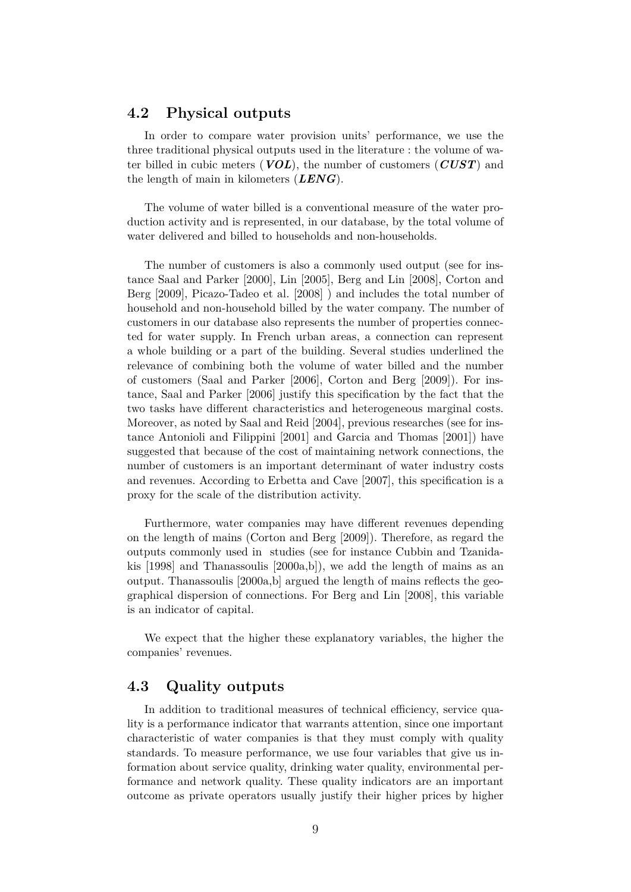## 4.2 Physical outputs

In order to compare water provision units' performance, we use the three traditional physical outputs used in the literature : the volume of water billed in cubic meters (***VOL***), the number of customers (***CUST***) and the length of main in kilometers (***LENG***).

The volume of water billed is a conventional measure of the water production activity and is represented, in our database, by the total volume of water delivered and billed to households and non-households.

The number of customers is also a commonly used output (see for instance Saal and Parker [2000], Lin [2005], Berg and Lin [2008], Corton and Berg [2009], Picazo-Tadeo et al. [2008] ) and includes the total number of household and non-household billed by the water company. The number of customers in our database also represents the number of properties connected for water supply. In French urban areas, a connection can represent a whole building or a part of the building. Several studies underlined the relevance of combining both the volume of water billed and the number of customers (Saal and Parker [2006], Corton and Berg [2009]). For instance, Saal and Parker [2006] justify this specification by the fact that the two tasks have different characteristics and heterogeneous marginal costs. Moreover, as noted by Saal and Reid [2004], previous researches (see for instance Antonioli and Filippini [2001] and Garcia and Thomas [2001]) have suggested that because of the cost of maintaining network connections, the number of customers is an important determinant of water industry costs and revenues. According to Erbetta and Cave [2007], this specification is a proxy for the scale of the distribution activity.

Furthermore, water companies may have different revenues depending on the length of mains (Corton and Berg [2009]). Therefore, as regard the outputs commonly used in studies (see for instance Cubbin and Tzanidakis [1998] and Thanassoulis [2000a,b]), we add the length of mains as an output. Thanassoulis [2000a,b] argued the length of mains reflects the geographical dispersion of connections. For Berg and Lin [2008], this variable is an indicator of capital.

We expect that the higher these explanatory variables, the higher the companies' revenues.

## 4.3 Quality outputs

In addition to traditional measures of technical efficiency, service quality is a performance indicator that warrants attention, since one important characteristic of water companies is that they must comply with quality standards. To measure performance, we use four variables that give us information about service quality, drinking water quality, environmental performance and network quality. These quality indicators are an important outcome as private operators usually justify their higher prices by higher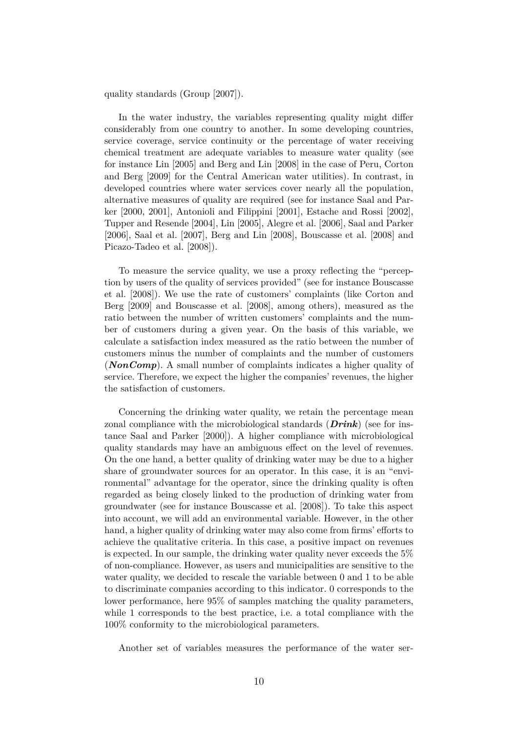quality standards (Group [2007]).

In the water industry, the variables representing quality might differ considerably from one country to another. In some developing countries, service coverage, service continuity or the percentage of water receiving chemical treatment are adequate variables to measure water quality (see for instance Lin [2005] and Berg and Lin [2008] in the case of Peru, Corton and Berg [2009] for the Central American water utilities). In contrast, in developed countries where water services cover nearly all the population, alternative measures of quality are required (see for instance Saal and Parker [2000, 2001], Antonioli and Filippini [2001], Estache and Rossi [2002], Tupper and Resende [2004], Lin [2005], Alegre et al. [2006], Saal and Parker [2006], Saal et al. [2007], Berg and Lin [2008], Bouscasse et al. [2008] and Picazo-Tadeo et al. [2008]).

To measure the service quality, we use a proxy reflecting the "perception by users of the quality of services provided" (see for instance Bouscasse et al. [2008]). We use the rate of customers' complaints (like Corton and Berg [2009] and Bouscasse et al. [2008], among others), measured as the ratio between the number of written customers' complaints and the number of customers during a given year. On the basis of this variable, we calculate a satisfaction index measured as the ratio between the number of customers minus the number of complaints and the number of customers (***NonComp***). A small number of complaints indicates a higher quality of service. Therefore, we expect the higher the companies' revenues, the higher the satisfaction of customers.

Concerning the drinking water quality, we retain the percentage mean zonal compliance with the microbiological standards (***Drink***) (see for instance Saal and Parker [2000]). A higher compliance with microbiological quality standards may have an ambiguous effect on the level of revenues. On the one hand, a better quality of drinking water may be due to a higher share of groundwater sources for an operator. In this case, it is an "environmental" advantage for the operator, since the drinking quality is often regarded as being closely linked to the production of drinking water from groundwater (see for instance Bouscasse et al. [2008]). To take this aspect into account, we will add an environmental variable. However, in the other hand, a higher quality of drinking water may also come from firms' efforts to achieve the qualitative criteria. In this case, a positive impact on revenues is expected. In our sample, the drinking water quality never exceeds the 5% of non-compliance. However, as users and municipalities are sensitive to the water quality, we decided to rescale the variable between 0 and 1 to be able to discriminate companies according to this indicator. 0 corresponds to the lower performance, here 95% of samples matching the quality parameters, while 1 corresponds to the best practice, i.e. a total compliance with the 100% conformity to the microbiological parameters.

Another set of variables measures the performance of the water ser-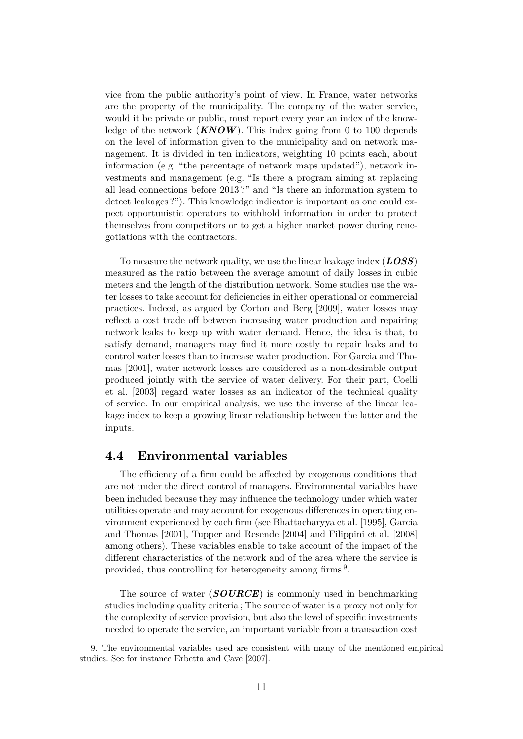vice from the public authority's point of view. In France, water networks are the property of the municipality. The company of the water service, would it be private or public, must report every year an index of the knowledge of the network (***KNOW***). This index going from 0 to 100 depends on the level of information given to the municipality and on network management. It is divided in ten indicators, weighting 10 points each, about information (e.g. "the percentage of network maps updated"), network investments and management (e.g. "Is there a program aiming at replacing all lead connections before 2013 ?" and "Is there an information system to detect leakages ?"). This knowledge indicator is important as one could expect opportunistic operators to withhold information in order to protect themselves from competitors or to get a higher market power during renegotiations with the contractors.

To measure the network quality, we use the linear leakage index (***LOSS***) measured as the ratio between the average amount of daily losses in cubic meters and the length of the distribution network. Some studies use the water losses to take account for deficiencies in either operational or commercial practices. Indeed, as argued by Corton and Berg [2009], water losses may reflect a cost trade off between increasing water production and repairing network leaks to keep up with water demand. Hence, the idea is that, to satisfy demand, managers may find it more costly to repair leaks and to control water losses than to increase water production. For Garcia and Thomas [2001], water network losses are considered as a non-desirable output produced jointly with the service of water delivery. For their part, Coelli et al. [2003] regard water losses as an indicator of the technical quality of service. In our empirical analysis, we use the inverse of the linear leakage index to keep a growing linear relationship between the latter and the inputs.

## 4.4 Environmental variables

The efficiency of a firm could be affected by exogenous conditions that are not under the direct control of managers. Environmental variables have been included because they may influence the technology under which water utilities operate and may account for exogenous differences in operating environment experienced by each firm (see Bhattacharyya et al. [1995], Garcia and Thomas [2001], Tupper and Resende [2004] and Filippini et al. [2008] among others). These variables enable to take account of the impact of the different characteristics of the network and of the area where the service is provided, thus controlling for heterogeneity among firms [9].

The source of water (***SOURCE***) is commonly used in benchmarking studies including quality criteria ; The source of water is a proxy not only for the complexity of service provision, but also the level of specific investments needed to operate the service, an important variable from a transaction cost

9. The environmental variables used are consistent with many of the mentioned empirical studies. See for instance Erbetta and Cave [2007].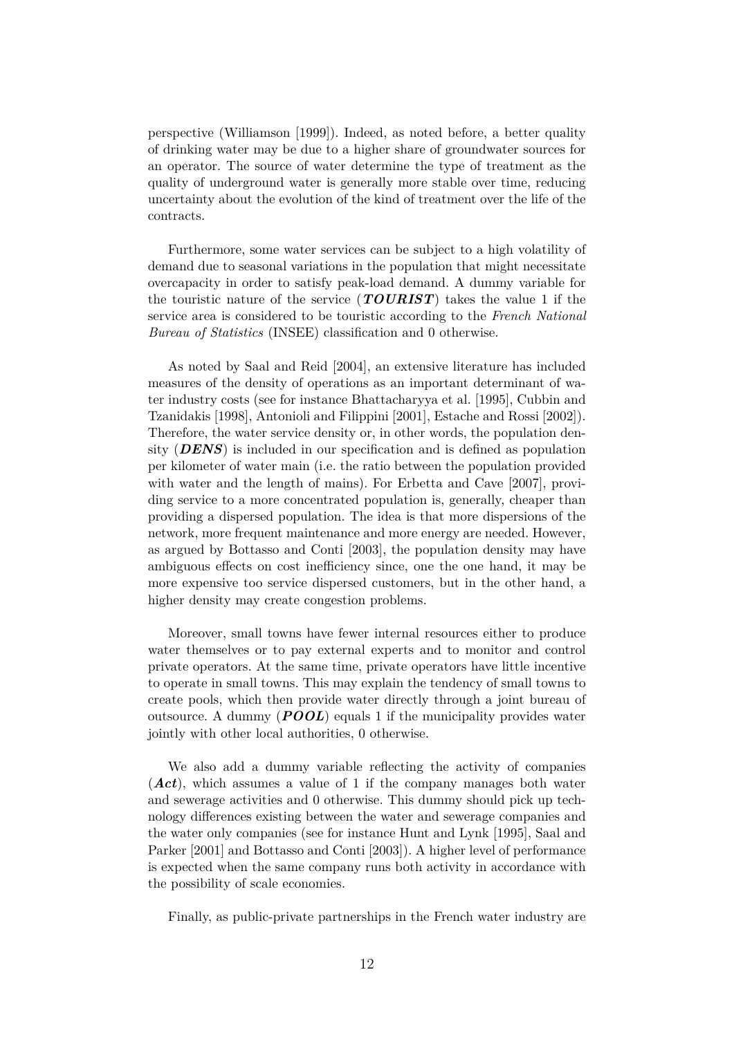perspective (Williamson [1999]). Indeed, as noted before, a better quality of drinking water may be due to a higher share of groundwater sources for an operator. The source of water determine the type of treatment as the quality of underground water is generally more stable over time, reducing uncertainty about the evolution of the kind of treatment over the life of the contracts.

Furthermore, some water services can be subject to a high volatility of demand due to seasonal variations in the population that might necessitate overcapacity in order to satisfy peak-load demand. A dummy variable for the touristic nature of the service (***TOURIST***) takes the value 1 if the service area is considered to be touristic according to the *French National Bureau of Statistics* (INSEE) classification and 0 otherwise.

As noted by Saal and Reid [2004], an extensive literature has included measures of the density of operations as an important determinant of water industry costs (see for instance Bhattacharyya et al. [1995], Cubbin and Tzanidakis [1998], Antonioli and Filippini [2001], Estache and Rossi [2002]). Therefore, the water service density or, in other words, the population density (***DENS***) is included in our specification and is defined as population per kilometer of water main (i.e. the ratio between the population provided with water and the length of mains). For Erbetta and Cave [2007], providing service to a more concentrated population is, generally, cheaper than providing a dispersed population. The idea is that more dispersions of the network, more frequent maintenance and more energy are needed. However, as argued by Bottasso and Conti [2003], the population density may have ambiguous effects on cost inefficiency since, one the one hand, it may be more expensive too service dispersed customers, but in the other hand, a higher density may create congestion problems.

Moreover, small towns have fewer internal resources either to produce water themselves or to pay external experts and to monitor and control private operators. At the same time, private operators have little incentive to operate in small towns. This may explain the tendency of small towns to create pools, which then provide water directly through a joint bureau of outsource. A dummy (***POOL***) equals 1 if the municipality provides water jointly with other local authorities, 0 otherwise.

We also add a dummy variable reflecting the activity of companies (***Act***), which assumes a value of 1 if the company manages both water and sewerage activities and 0 otherwise. This dummy should pick up technology differences existing between the water and sewerage companies and the water only companies (see for instance Hunt and Lynk [1995], Saal and Parker [2001] and Bottasso and Conti [2003]). A higher level of performance is expected when the same company runs both activity in accordance with the possibility of scale economies.

Finally, as public-private partnerships in the French water industry are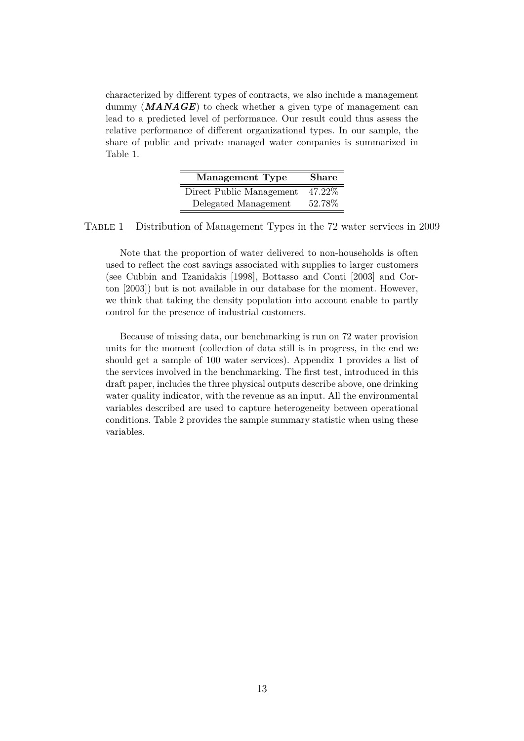characterized by different types of contracts, we also include a management dummy (***MANAGE***) to check whether a given type of management can lead to a predicted level of performance. Our result could thus assess the relative performance of different organizational types. In our sample, the share of public and private managed water companies is summarized in Table 1.

| Management Type | Share |
|---|---|
| Direct Public Management | 47.22% |
| Delegated Management | 52.78% |

Table 1 – Distribution of Management Types in the 72 water services in 2009

Note that the proportion of water delivered to non-households is often used to reflect the cost savings associated with supplies to larger customers (see Cubbin and Tzanidakis [1998], Bottasso and Conti [2003] and Corton [2003]) but is not available in our database for the moment. However, we think that taking the density population into account enable to partly control for the presence of industrial customers.

Because of missing data, our benchmarking is run on 72 water provision units for the moment (collection of data still is in progress, in the end we should get a sample of 100 water services). Appendix 1 provides a list of the services involved in the benchmarking. The first test, introduced in this draft paper, includes the three physical outputs describe above, one drinking water quality indicator, with the revenue as an input. All the environmental variables described are used to capture heterogeneity between operational conditions. Table 2 provides the sample summary statistic when using these variables.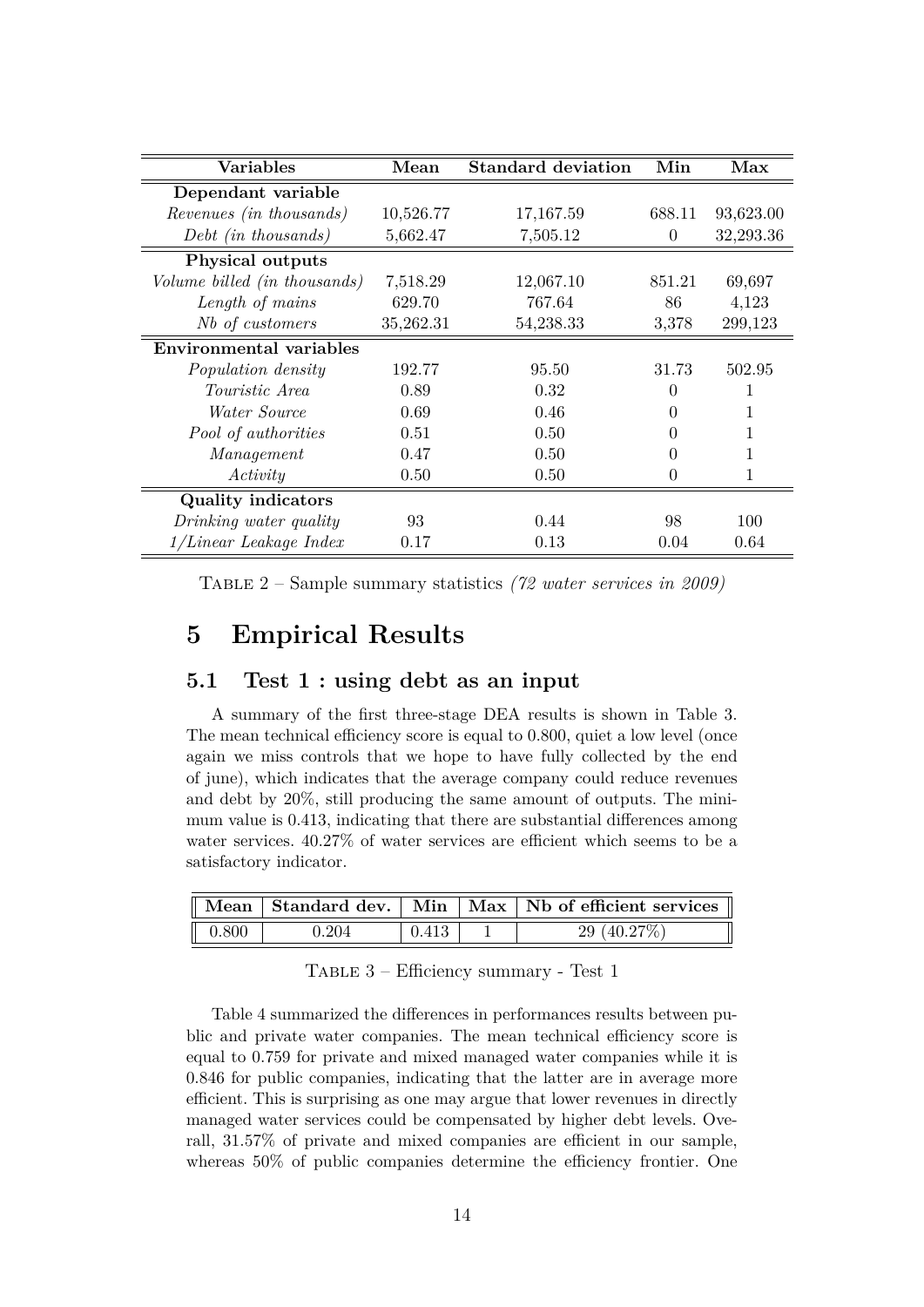| Variables | Mean | Standard deviation | Min | Max |
|---|---|---|---|---|
| **Dependant variable** | | | | |
| *Revenues (in thousands)* | 10,526.77 | 17,167.59 | 688.11 | 93,623.00 |
| *Debt (in thousands)* | 5,662.47 | 7,505.12 | 0 | 32,293.36 |
| **Physical outputs** | | | | |
| *Volume billed (in thousands)* | 7,518.29 | 12,067.10 | 851.21 | 69,697 |
| *Length of mains* | 629.70 | 767.64 | 86 | 4,123 |
| *Nb of customers* | 35,262.31 | 54,238.33 | 3,378 | 299,123 |
| **Environmental variables** | | | | |
| *Population density* | 192.77 | 95.50 | 31.73 | 502.95 |
| *Touristic Area* | 0.89 | 0.32 | 0 | 1 |
| *Water Source* | 0.69 | 0.46 | 0 | 1 |
| *Pool of authorities* | 0.51 | 0.50 | 0 | 1 |
| *Management* | 0.47 | 0.50 | 0 | 1 |
| *Activity* | 0.50 | 0.50 | 0 | 1 |
| **Quality indicators** | | | | |
| *Drinking water quality* | 93 | 0.44 | 98 | 100 |
| *1/Linear Leakage Index* | 0.17 | 0.13 | 0.04 | 0.64 |

Table 2 – Sample summary statistics *(72 water services in 2009)*

# 5 Empirical Results

## 5.1 Test 1 : using debt as an input

A summary of the first three-stage DEA results is shown in Table 3. The mean technical efficiency score is equal to 0.800, quiet a low level (once again we miss controls that we hope to have fully collected by the end of june), which indicates that the average company could reduce revenues and debt by 20%, still producing the same amount of outputs. The minimum value is 0.413, indicating that there are substantial differences among water services. 40.27% of water services are efficient which seems to be a satisfactory indicator.

| Mean | Standard dev. | Min | Max | Nb of efficient services |
|---|---|---|---|---|
| 0.800 | 0.204 | 0.413 | 1 | 29 (40.27%) |

Table 3 – Efficiency summary - Test 1

Table 4 summarized the differences in performances results between public and private water companies. The mean technical efficiency score is equal to 0.759 for private and mixed managed water companies while it is 0.846 for public companies, indicating that the latter are in average more efficient. This is surprising as one may argue that lower revenues in directly managed water services could be compensated by higher debt levels. Overall, 31.57% of private and mixed companies are efficient in our sample, whereas 50% of public companies determine the efficiency frontier. One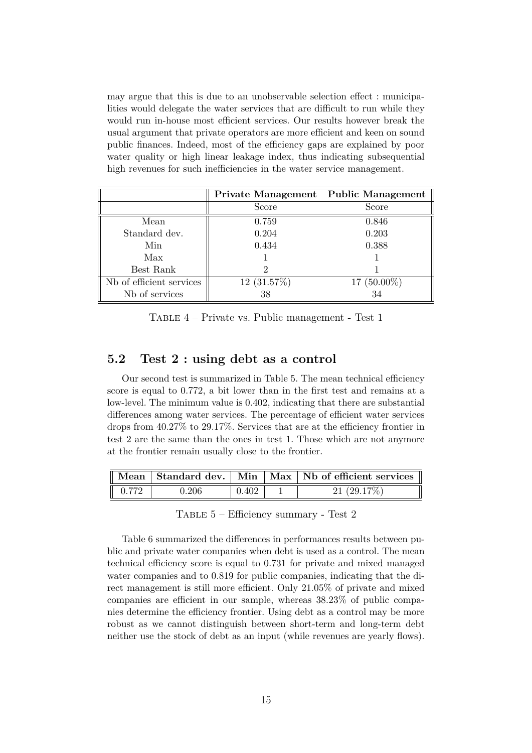may argue that this is due to an unobservable selection effect : municipalities would delegate the water services that are difficult to run while they would run in-house most efficient services. Our results however break the usual argument that private operators are more efficient and keen on sound public finances. Indeed, most of the efficiency gaps are explained by poor water quality or high linear leakage index, thus indicating subsequential high revenues for such inefficiencies in the water service management.

| | **Private Management** | **Public Management** |
|---|---|---|
| | Score | Score |
| Mean | 0.759 | 0.846 |
| Standard dev. | 0.204 | 0.203 |
| Min | 0.434 | 0.388 |
| Max | 1 | 1 |
| Best Rank | 2 | 1 |
| Nb of efficient services | 12 (31.57%) | 17 (50.00%) |
| Nb of services | 38 | 34 |

Table 4 – Private vs. Public management - Test 1

## 5.2 Test 2 : using debt as a control

Our second test is summarized in Table 5. The mean technical efficiency score is equal to 0.772, a bit lower than in the first test and remains at a low-level. The minimum value is 0.402, indicating that there are substantial differences among water services. The percentage of efficient water services drops from 40.27% to 29.17%. Services that are at the efficiency frontier in test 2 are the same than the ones in test 1. Those which are not anymore at the frontier remain usually close to the frontier.

| **Mean** | **Standard dev.** | **Min** | **Max** | **Nb of efficient services** |
|---|---|---|---|---|
| 0.772 | 0.206 | 0.402 | 1 | 21 (29.17%) |

Table 5 – Efficiency summary - Test 2

Table 6 summarized the differences in performances results between public and private water companies when debt is used as a control. The mean technical efficiency score is equal to 0.731 for private and mixed managed water companies and to 0.819 for public companies, indicating that the direct management is still more efficient. Only 21.05% of private and mixed companies are efficient in our sample, whereas 38.23% of public companies determine the efficiency frontier. Using debt as a control may be more robust as we cannot distinguish between short-term and long-term debt neither use the stock of debt as an input (while revenues are yearly flows).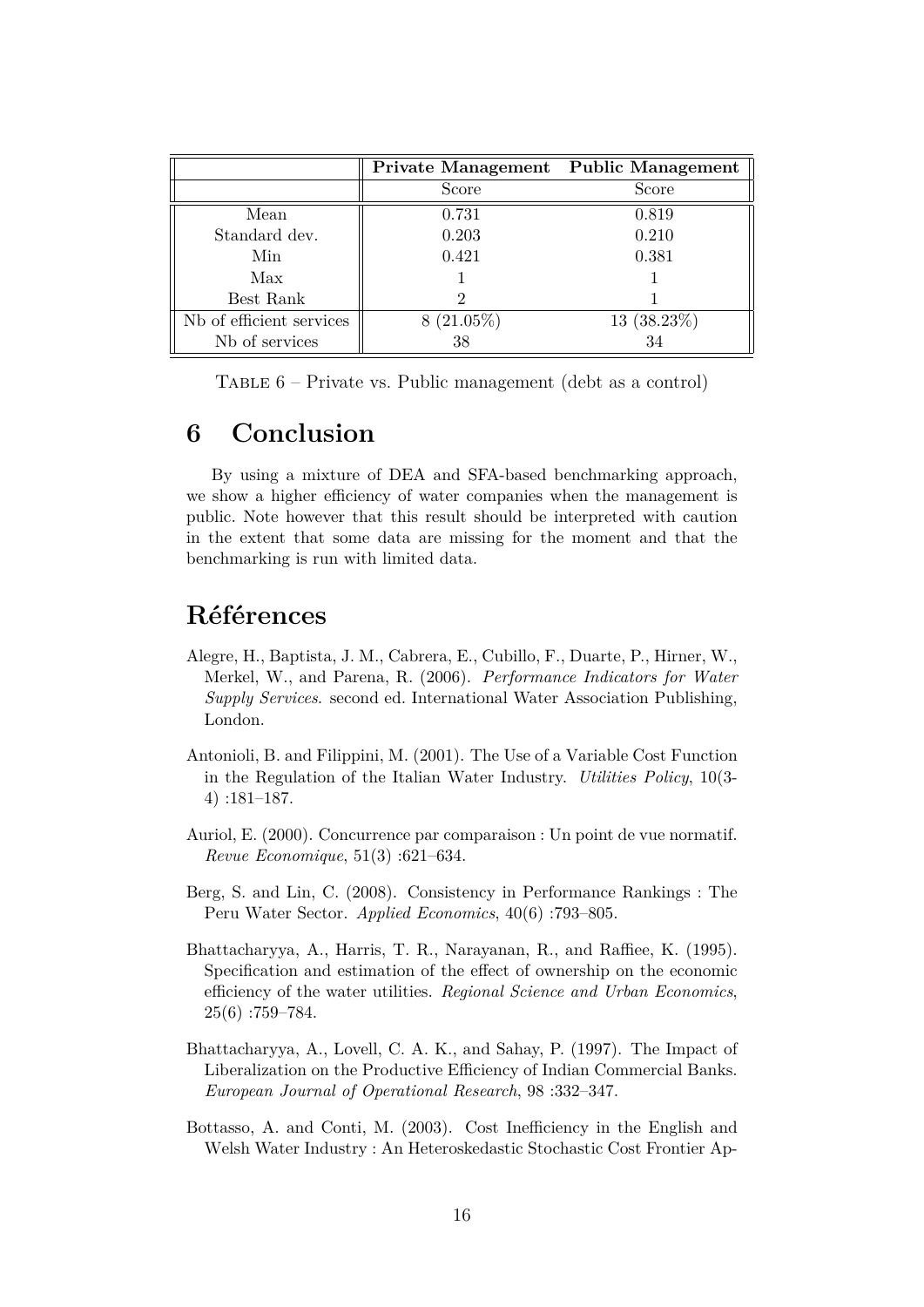| | **Private Management** | **Public Management** |
|---|---|---|
| | Score | Score |
| Mean | 0.731 | 0.819 |
| Standard dev. | 0.203 | 0.210 |
| Min | 0.421 | 0.381 |
| Max | 1 | 1 |
| Best Rank | 2 | 1 |
| Nb of efficient services | 8 (21.05%) | 13 (38.23%) |
| Nb of services | 38 | 34 |

Table 6 – Private vs. Public management (debt as a control)

# 6 Conclusion

By using a mixture of DEA and SFA-based benchmarking approach, we show a higher efficiency of water companies when the management is public. Note however that this result should be interpreted with caution in the extent that some data are missing for the moment and that the benchmarking is run with limited data.

# Références

Alegre, H., Baptista, J. M., Cabrera, E., Cubillo, F., Duarte, P., Hirner, W., Merkel, W., and Parena, R. (2006). *Performance Indicators for Water Supply Services*. second ed. International Water Association Publishing, London.

Antonioli, B. and Filippini, M. (2001). The Use of a Variable Cost Function in the Regulation of the Italian Water Industry. *Utilities Policy*, 10(3-4) :181–187.

Auriol, E. (2000). Concurrence par comparaison : Un point de vue normatif. *Revue Economique*, 51(3) :621–634.

Berg, S. and Lin, C. (2008). Consistency in Performance Rankings : The Peru Water Sector. *Applied Economics*, 40(6) :793–805.

Bhattacharyya, A., Harris, T. R., Narayanan, R., and Raffiee, K. (1995). Specification and estimation of the effect of ownership on the economic efficiency of the water utilities. *Regional Science and Urban Economics*, 25(6) :759–784.

Bhattacharyya, A., Lovell, C. A. K., and Sahay, P. (1997). The Impact of Liberalization on the Productive Efficiency of Indian Commercial Banks. *European Journal of Operational Research*, 98 :332–347.

Bottasso, A. and Conti, M. (2003). Cost Inefficiency in the English and Welsh Water Industry : An Heteroskedastic Stochastic Cost Frontier Ap-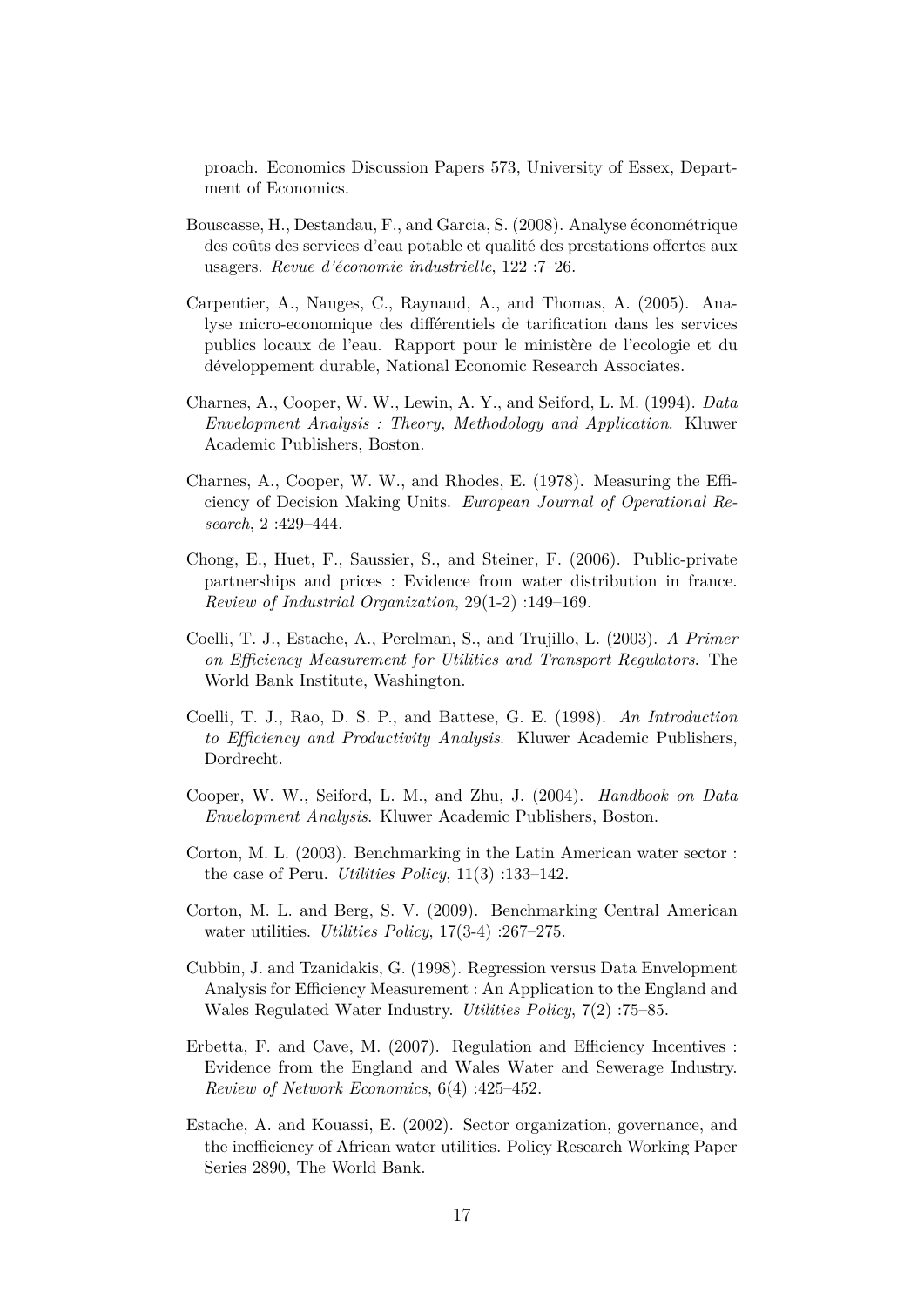proach. Economics Discussion Papers 573, University of Essex, Department of Economics.

Bouscasse, H., Destandau, F., and Garcia, S. (2008). Analyse économétrique des coûts des services d'eau potable et qualité des prestations offertes aux usagers. *Revue d'économie industrielle*, 122 :7–26.

Carpentier, A., Nauges, C., Raynaud, A., and Thomas, A. (2005). Analyse micro-economique des différentiels de tarification dans les services publics locaux de l'eau. Rapport pour le ministère de l'ecologie et du développement durable, National Economic Research Associates.

Charnes, A., Cooper, W. W., Lewin, A. Y., and Seiford, L. M. (1994). *Data Envelopment Analysis : Theory, Methodology and Application*. Kluwer Academic Publishers, Boston.

Charnes, A., Cooper, W. W., and Rhodes, E. (1978). Measuring the Efficiency of Decision Making Units. *European Journal of Operational Research*, 2 :429–444.

Chong, E., Huet, F., Saussier, S., and Steiner, F. (2006). Public-private partnerships and prices : Evidence from water distribution in france. *Review of Industrial Organization*, 29(1-2) :149–169.

Coelli, T. J., Estache, A., Perelman, S., and Trujillo, L. (2003). *A Primer on Efficiency Measurement for Utilities and Transport Regulators*. The World Bank Institute, Washington.

Coelli, T. J., Rao, D. S. P., and Battese, G. E. (1998). *An Introduction to Efficiency and Productivity Analysis*. Kluwer Academic Publishers, Dordrecht.

Cooper, W. W., Seiford, L. M., and Zhu, J. (2004). *Handbook on Data Envelopment Analysis*. Kluwer Academic Publishers, Boston.

Corton, M. L. (2003). Benchmarking in the Latin American water sector : the case of Peru. *Utilities Policy*, 11(3) :133–142.

Corton, M. L. and Berg, S. V. (2009). Benchmarking Central American water utilities. *Utilities Policy*, 17(3-4) :267–275.

Cubbin, J. and Tzanidakis, G. (1998). Regression versus Data Envelopment Analysis for Efficiency Measurement : An Application to the England and Wales Regulated Water Industry. *Utilities Policy*, 7(2) :75–85.

Erbetta, F. and Cave, M. (2007). Regulation and Efficiency Incentives : Evidence from the England and Wales Water and Sewerage Industry. *Review of Network Economics*, 6(4) :425–452.

Estache, A. and Kouassi, E. (2002). Sector organization, governance, and the inefficiency of African water utilities. Policy Research Working Paper Series 2890, The World Bank.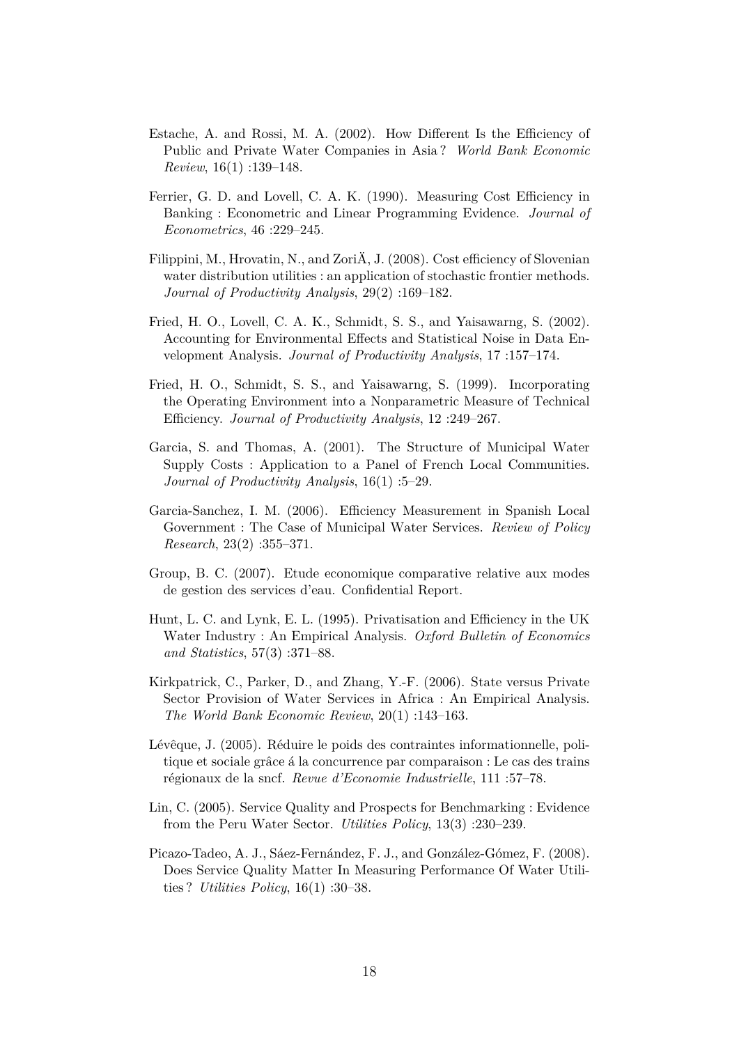Estache, A. and Rossi, M. A. (2002). How Different Is the Efficiency of Public and Private Water Companies in Asia ? *World Bank Economic Review*, 16(1) :139–148.

Ferrier, G. D. and Lovell, C. A. K. (1990). Measuring Cost Efficiency in Banking : Econometric and Linear Programming Evidence. *Journal of Econometrics*, 46 :229–245.

Filippini, M., Hrovatin, N., and ZoriÄ, J. (2008). Cost efficiency of Slovenian water distribution utilities : an application of stochastic frontier methods. *Journal of Productivity Analysis*, 29(2) :169–182.

Fried, H. O., Lovell, C. A. K., Schmidt, S. S., and Yaisawarng, S. (2002). Accounting for Environmental Effects and Statistical Noise in Data Envelopment Analysis. *Journal of Productivity Analysis*, 17 :157–174.

Fried, H. O., Schmidt, S. S., and Yaisawarng, S. (1999). Incorporating the Operating Environment into a Nonparametric Measure of Technical Efficiency. *Journal of Productivity Analysis*, 12 :249–267.

Garcia, S. and Thomas, A. (2001). The Structure of Municipal Water Supply Costs : Application to a Panel of French Local Communities. *Journal of Productivity Analysis*, 16(1) :5–29.

Garcia-Sanchez, I. M. (2006). Efficiency Measurement in Spanish Local Government : The Case of Municipal Water Services. *Review of Policy Research*, 23(2) :355–371.

Group, B. C. (2007). Etude economique comparative relative aux modes de gestion des services d'eau. Confidential Report.

Hunt, L. C. and Lynk, E. L. (1995). Privatisation and Efficiency in the UK Water Industry : An Empirical Analysis. *Oxford Bulletin of Economics and Statistics*, 57(3) :371–88.

Kirkpatrick, C., Parker, D., and Zhang, Y.-F. (2006). State versus Private Sector Provision of Water Services in Africa : An Empirical Analysis. *The World Bank Economic Review*, 20(1) :143–163.

Lévêque, J. (2005). Réduire le poids des contraintes informationnelle, politique et sociale grâce á la concurrence par comparaison : Le cas des trains régionaux de la sncf. *Revue d'Economie Industrielle*, 111 :57–78.

Lin, C. (2005). Service Quality and Prospects for Benchmarking : Evidence from the Peru Water Sector. *Utilities Policy*, 13(3) :230–239.

Picazo-Tadeo, A. J., Sáez-Fernández, F. J., and González-Gómez, F. (2008). Does Service Quality Matter In Measuring Performance Of Water Utilities ? *Utilities Policy*, 16(1) :30–38.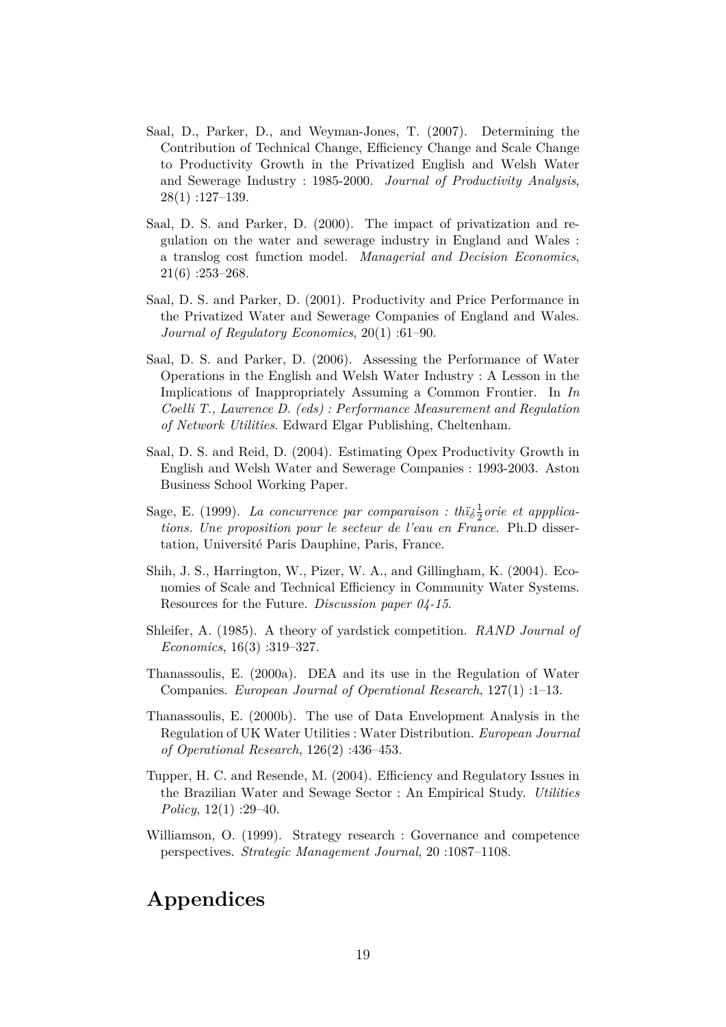Saal, D., Parker, D., and Weyman-Jones, T. (2007). Determining the Contribution of Technical Change, Efficiency Change and Scale Change to Productivity Growth in the Privatized English and Welsh Water and Sewerage Industry : 1985-2000. *Journal of Productivity Analysis*, 28(1) :127–139.

Saal, D. S. and Parker, D. (2000). The impact of privatization and regulation on the water and sewerage industry in England and Wales : a translog cost function model. *Managerial and Decision Economics*, 21(6) :253–268.

Saal, D. S. and Parker, D. (2001). Productivity and Price Performance in the Privatized Water and Sewerage Companies of England and Wales. *Journal of Regulatory Economics*, 20(1) :61–90.

Saal, D. S. and Parker, D. (2006). Assessing the Performance of Water Operations in the English and Welsh Water Industry : A Lesson in the Implications of Inappropriately Assuming a Common Frontier. In *In Coelli T., Lawrence D. (eds) : Performance Measurement and Regulation of Network Utilities*. Edward Elgar Publishing, Cheltenham.

Saal, D. S. and Reid, D. (2004). Estimating Opex Productivity Growth in English and Welsh Water and Sewerage Companies : 1993-2003. Aston Business School Working Paper.

Sage, E. (1999). *La concurrence par comparaison : thï¿½orie et appplications. Une proposition pour le secteur de l'eau en France*. Ph.D dissertation, Université Paris Dauphine, Paris, France.

Shih, J. S., Harrington, W., Pizer, W. A., and Gillingham, K. (2004). Economies of Scale and Technical Efficiency in Community Water Systems. Resources for the Future. *Discussion paper 04-15*.

Shleifer, A. (1985). A theory of yardstick competition. *RAND Journal of Economics*, 16(3) :319–327.

Thanassoulis, E. (2000a). DEA and its use in the Regulation of Water Companies. *European Journal of Operational Research*, 127(1) :1–13.

Thanassoulis, E. (2000b). The use of Data Envelopment Analysis in the Regulation of UK Water Utilities : Water Distribution. *European Journal of Operational Research*, 126(2) :436–453.

Tupper, H. C. and Resende, M. (2004). Efficiency and Regulatory Issues in the Brazilian Water and Sewage Sector : An Empirical Study. *Utilities Policy*, 12(1) :29–40.

Williamson, O. (1999). Strategy research : Governance and competence perspectives. *Strategic Management Journal*, 20 :1087–1108.

# Appendices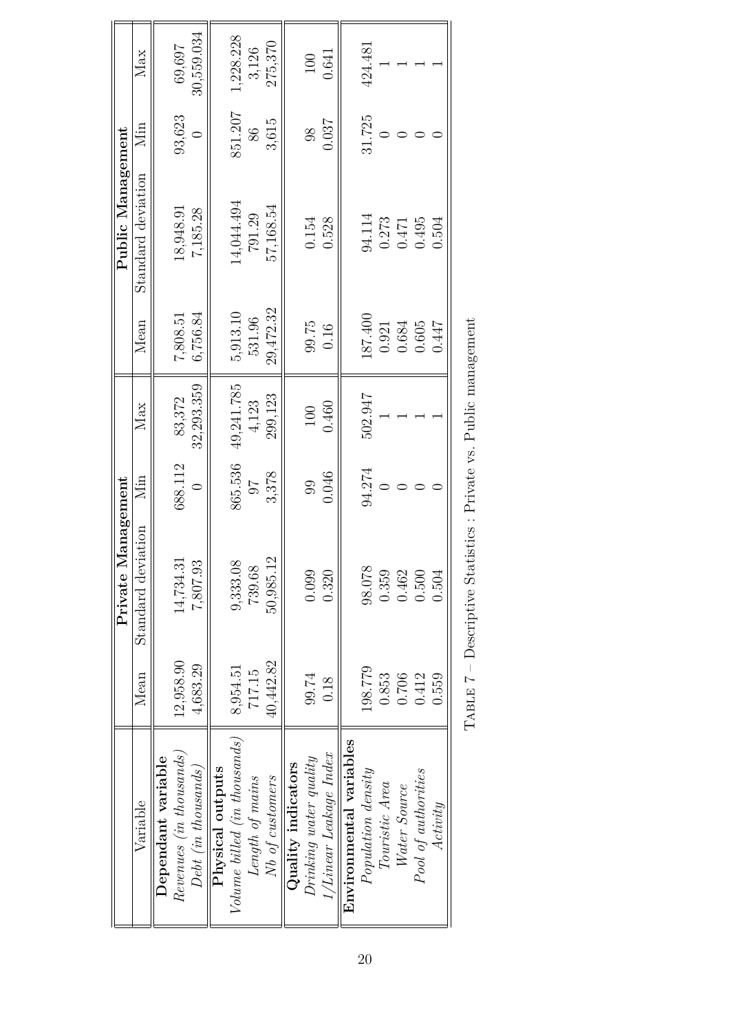| Variable | Private Management | | | | Public Management | | | |
|---|---|---|---|---|---|---|---|---|
| | Mean | Standard deviation | Min | Max | Mean | Standard deviation | Min | Max |
| **Dependant variable** | | | | | | | | |
| *Revenues (in thousands)* | 12,958.90 | 14,734.31 | 688.112 | 83,372 | 7,808.51 | 18,948.91 | 93,623 | 69,697 |
| *Debt (in thousands)* | 4,683.29 | 7,807.93 | 0 | 32,293.359 | 6,756.84 | 7,185.28 | 0 | 30,559.034 |
| **Physical outputs** | | | | | | | | |
| *Volume billed (in thousands)* | 8,954.51 | 9,333.08 | 865.536 | 49,241.785 | 5,913.10 | 14,044.494 | 851.207 | 1,228.228 |
| *Length of mains* | 717.15 | 739.68 | 97 | 4,123 | 531.96 | 791.29 | 86 | 3,126 |
| *Nb of customers* | 40,442.82 | 50,985.12 | 3,378 | 299,123 | 29,472.32 | 57,168.54 | 3,615 | 275,370 |
| **Quality indicators** | | | | | | | | |
| *Drinking water quality* | 99.74 | 0.099 | 99 | 100 | 99.75 | 0.154 | 98 | 100 |
| *1/Linear Leakage Index* | 0.18 | 0.320 | 0.046 | 0.460 | 0.16 | 0.528 | 0.037 | 0.641 |
| **Environmental variables** | | | | | | | | |
| *Population density* | 198.779 | 98.078 | 94.274 | 502.947 | 187.400 | 94.114 | 31.725 | 424.481 |
| *Touristic Area* | 0.853 | 0.359 | 0 | 1 | 0.921 | 0.273 | 0 | 1 |
| *Water Source* | 0.706 | 0.462 | 0 | 1 | 0.684 | 0.471 | 0 | 1 |
| *Pool of authorities* | 0.412 | 0.500 | 0 | 1 | 0.605 | 0.495 | 0 | 1 |
| *Activity* | 0.559 | 0.504 | 0 | 1 | 0.447 | 0.504 | 0 | 1 |

Table 7 – Descriptive Statistics : Private vs. Public management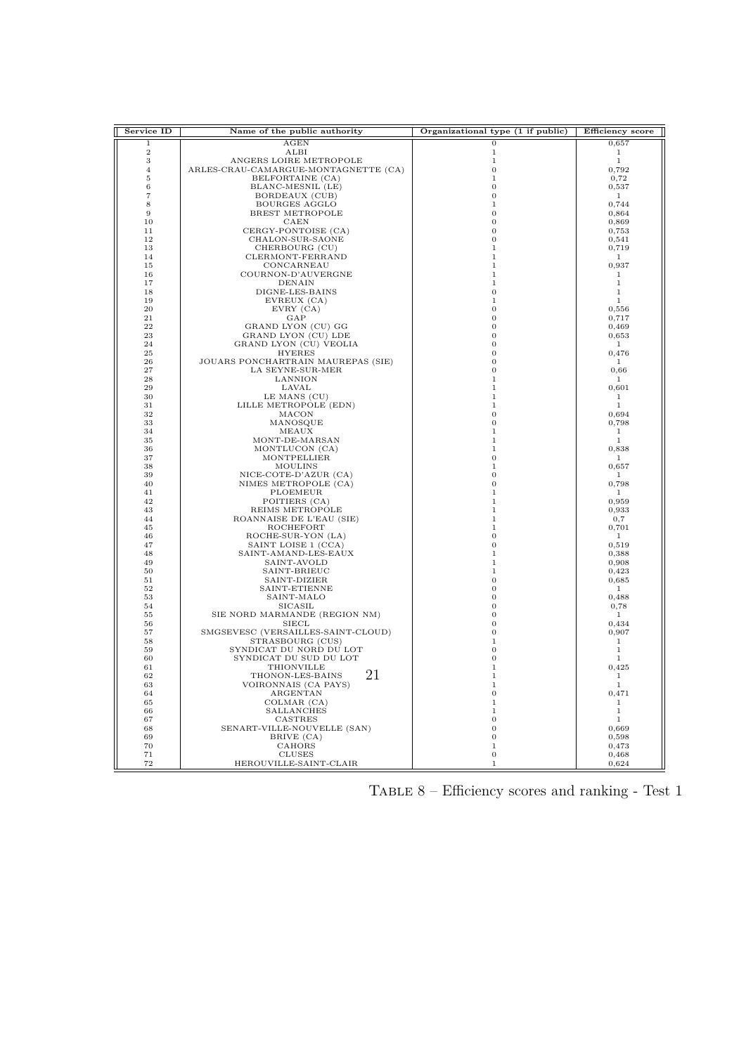| Service ID | Name of the public authority | Organizational type (1 if public) | Efficiency score |
|---|---|---|---|
| 1 | AGEN | 0 | 0,657 |
| 2 | ALBI | 1 | 1 |
| 3 | ANGERS LOIRE METROPOLE | 1 | 1 |
| 4 | ARLES-CRAU-CAMARGUE-MONTAGNETTE (CA) | 0 | 0,792 |
| 5 | BELFORTAINE (CA) | 1 | 0,72 |
| 6 | BLANC-MESNIL (LE) | 0 | 0,537 |
| 7 | BORDEAUX (CUB) | 0 | 1 |
| 8 | BOURGES AGGLO | 1 | 0,744 |
| 9 | BREST METROPOLE | 0 | 0,864 |
| 10 | CAEN | 0 | 0,869 |
| 11 | CERGY-PONTOISE (CA) | 0 | 0,753 |
| 12 | CHALON-SUR-SAONE | 0 | 0,541 |
| 13 | CHERBOURG (CU) | 1 | 0,719 |
| 14 | CLERMONT-FERRAND | 1 | 1 |
| 15 | CONCARNEAU | 1 | 0,937 |
| 16 | COURNON-D'AUVERGNE | 1 | 1 |
| 17 | DENAIN | 1 | 1 |
| 18 | DIGNE-LES-BAINS | 0 | 1 |
| 19 | EVREUX (CA) | 1 | 1 |
| 20 | EVRY (CA) | 0 | 0,556 |
| 21 | GAP | 0 | 0,717 |
| 22 | GRAND LYON (CU) GG | 0 | 0,469 |
| 23 | GRAND LYON (CU) LDE | 0 | 0,653 |
| 24 | GRAND LYON (CU) VEOLIA | 0 | 1 |
| 25 | HYERES | 0 | 0,476 |
| 26 | JOUARS PONCHARTRAIN MAUREPAS (SIE) | 0 | 1 |
| 27 | LA SEYNE-SUR-MER | 0 | 0,66 |
| 28 | LANNION | 1 | 1 |
| 29 | LAVAL | 1 | 0,601 |
| 30 | LE MANS (CU) | 1 | 1 |
| 31 | LILLE METROPOLE (EDN) | 1 | 1 |
| 32 | MACON | 0 | 0,694 |
| 33 | MANOSQUE | 0 | 0,798 |
| 34 | MEAUX | 1 | 1 |
| 35 | MONT-DE-MARSAN | 1 | 1 |
| 36 | MONTLUCON (CA) | 1 | 0,838 |
| 37 | MONTPELLIER | 0 | 1 |
| 38 | MOULINS | 1 | 0,657 |
| 39 | NICE-COTE-D'AZUR (CA) | 0 | 1 |
| 40 | NIMES METROPOLE (CA) | 0 | 0,798 |
| 41 | PLOEMEUR | 1 | 1 |
| 42 | POITIERS (CA) | 1 | 0,959 |
| 43 | REIMS METROPOLE | 1 | 0,933 |
| 44 | ROANNAISE DE L'EAU (SIE) | 1 | 0,7 |
| 45 | ROCHEFORT | 1 | 0,701 |
| 46 | ROCHE-SUR-YON (LA) | 0 | 1 |
| 47 | SAINT LOISE 1 (CCA) | 0 | 0,519 |
| 48 | SAINT-AMAND-LES-EAUX | 1 | 0,388 |
| 49 | SAINT-AVOLD | 1 | 0,908 |
| 50 | SAINT-BRIEUC | 1 | 0,423 |
| 51 | SAINT-DIZIER | 0 | 0,685 |
| 52 | SAINT-ETIENNE | 0 | 1 |
| 53 | SAINT-MALO | 0 | 0,488 |
| 54 | SICASIL | 0 | 0,78 |
| 55 | SIE NORD MARMANDE (REGION NM) | 0 | 1 |
| 56 | SIECL | 0 | 0,434 |
| 57 | SMGSEVESC (VERSAILLES-SAINT-CLOUD) | 0 | 0,907 |
| 58 | STRASBOURG (CUS) | 1 | 1 |
| 59 | SYNDICAT DU NORD DU LOT | 0 | 1 |
| 60 | SYNDICAT DU SUD DU LOT | 0 | 1 |
| 61 | THIONVILLE | 1 | 0,425 |
| 62 | THONON-LES-BAINS | 1 | 1 |
| 63 | VOIRONNAIS (CA PAYS) | 1 | 1 |
| 64 | ARGENTAN | 0 | 0,471 |
| 65 | COLMAR (CA) | 1 | 1 |
| 66 | SALLANCHES | 1 | 1 |
| 67 | CASTRES | 0 | 1 |
| 68 | SENART-VILLE-NOUVELLE (SAN) | 0 | 0,669 |
| 69 | BRIVE (CA) | 0 | 0,598 |
| 70 | CAHORS | 1 | 0,473 |
| 71 | CLUSES | 0 | 0,468 |
| 72 | HEROUVILLE-SAINT-CLAIR | 1 | 0,624 |

TABLE 8 – Efficiency scores and ranking - Test 1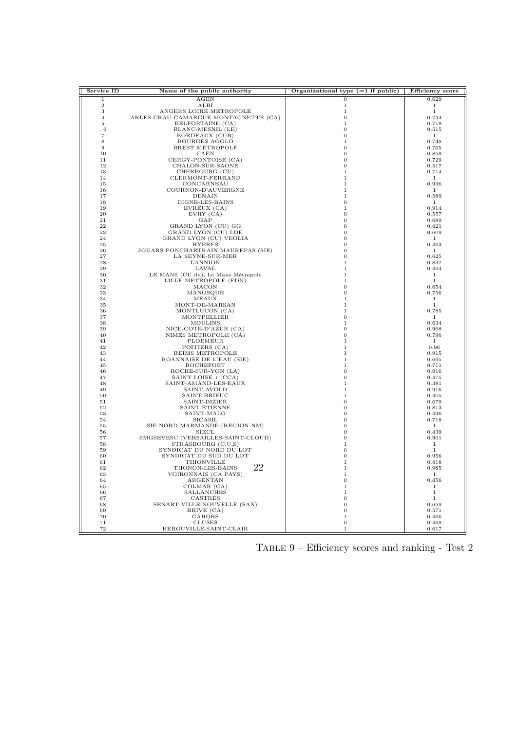| Service ID | Name of the public authority | Organizational type (=1 if public) | Efficiency score |
|---|---|---|---|
| 1 | AGEN | 0 | 0.629 |
| 2 | ALBI | 1 | 1 |
| 3 | ANGERS LOIRE METROPOLE | 1 | 1 |
| 4 | ARLES-CRAU-CAMARGUE-MONTAGNETTE (CA) | 0 | 0.734 |
| 5 | BELFORTAINE (CA) | 1 | 0.718 |
| . 6 | BLANC-MESNIL (LE) | 0 | 0.515 |
| 7 | BORDEAUX (CUB) | 0 | 1 |
| 8 | BOURGES AGGLO | 1 | 0.748 |
| 9 | BREST METROPOLE | 0 | 0.765 |
| 10 | CAEN | 0 | 0.858 |
| 11 | CERGY-PONTOISE (CA) | 0 | 0.729 |
| 12 | CHALON-SUR-SAONE | 0 | 0.517 |
| 13 | CHERBOURG (CU) | 1 | 0.714 |
| 14 | CLERMONT-FERRAND | 1 | 1 |
| 15 | CONCARNEAU | 1 | 0.936 |
| 16 | COURNON-D'AUVERGNE | 1 | 1 |
| 17 | DENAIN | 1 | 0.589 |
| 18 | DIGNE-LES-BAINS | 0 | 1 |
| 19 | EVREUX (CA) | 1 | 0.914 |
| 20 | EVRY (CA) | 0 | 0.557 |
| 21 | GAP | 0 | 0.689 |
| 22 | GRAND LYON (CU) GG | 0 | 0.421 |
| 23 | GRAND LYON (CU) LDE | 0 | 0.609 |
| 24 | GRAND LYON (CU) VEOLIA | 0 | 1 |
| 25 | HYERES | 0 | 0.463 |
| 26 | JOUARS PONCHARTRAIN MAUREPAS (SIE) | 0 | 1 |
| 27 | LA SEYNE-SUR-MER | 0 | 0.625 |
| 28 | LANNION | 1 | 0.837 |
| 29 | LAVAL | 1 | 0.494 |
| 30 | LE MANS (CU du), Le Mans Métropole | 1 | 1 |
| 31 | LILLE METROPOLE (EDN) | 1 | 1 |
| 32 | MACON | 0 | 0.654 |
| 33 | MANOSQUE | 0 | 0.756 |
| 34 | MEAUX | 1 | 1 |
| 35 | MONT-DE-MARSAN | 1 | 1 |
| 36 | MONTLUCON (CA) | 1 | 0.785 |
| 37 | MONTPELLIER | 0 | 1 |
| 38 | MOULINS | 1 | 0.634 |
| 39 | NICE-COTE-D'AZUR (CA) | 0 | 0.968 |
| 40 | NIMES METROPOLE (CA) | 0 | 0.796 |
| 41 | PLOEMEUR | 1 | 1 |
| 42 | POITIERS (CA) | 1 | 0.96 |
| 43 | REIMS METROPOLE | 1 | 0.915 |
| 44 | ROANNAISE DE L'EAU (SIE) | 1 | 0.695 |
| 45 | ROCHEFORT | 1 | 0.711 |
| 46 | ROCHE-SUR-YON (LA) | 0 | 0.916 |
| 47 | SAINT LOISE 1 (CCA) | 0 | 0.475 |
| 48 | SAINT-AMAND-LES-EAUX | 1 | 0.381 |
| 49 | SAINT-AVOLD | 1 | 0.916 |
| 50 | SAINT-BRIEUC | 1 | 0.405 |
| 51 | SAINT-DIZIER | 0 | 0.679 |
| 52 | SAINT-ETIENNE | 0 | 0.813 |
| 53 | SAINT-MALO | 0 | 0.436 |
| 54 | SICASIL | 0 | 0.718 |
| 55 | SIE NORD MARMANDE (REGION NM) | 0 | 1 |
| 56 | SIECL | 0 | 0.439 |
| 57 | SMGSEVESC (VERSAILLES-SAINT-CLOUD) | 0 | 0.901 |
| 58 | STRASBOURG (C,U,S) | 1 | 1 |
| 59 | SYNDICAT DU NORD DU LOT | 0 | 1 |
| 60 | SYNDICAT DU SUD DU LOT | 0 | 0.956 |
| 61 | THIONVILLE | 1 | 0.418 |
| 62 | THONON-LES-BAINS | 1 | 0.985 |
| 63 | VOIRONNAIS (CA PAYS) | 1 | 1 |
| 64 | ARGENTAN | 0 | 0.456 |
| 65 | COLMAR (CA) | 1 | 1 |
| 66 | SALLANCHES | 1 | 1 |
| 67 | CASTRES | 0 | 1 |
| 68 | SENART-VILLE-NOUVELLE (SAN) | 0 | 0.659 |
| 69 | BRIVE (CA) | 0 | 0.571 |
| 70 | CAHORS | 1 | 0.466 |
| 71 | CLUSES | 0 | 0.468 |
| 72 | HEROUVILLE-SAINT-CLAIR | 1 | 0.617 |

Table 9 – Efficiency scores and ranking - Test 2